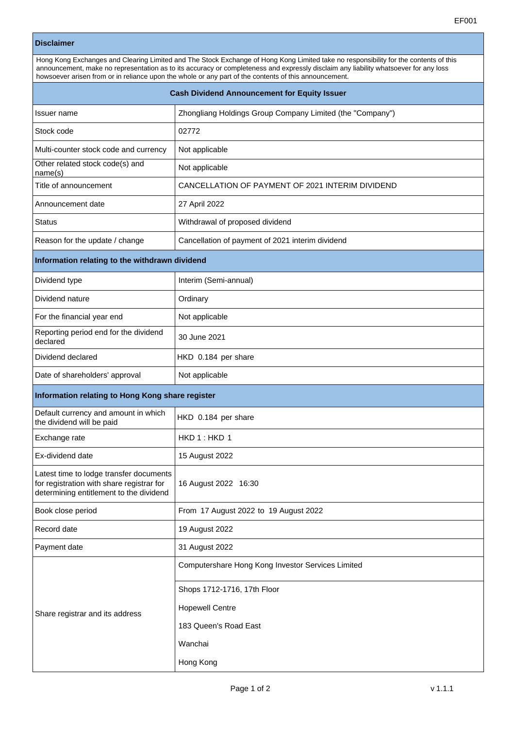EF001

| **Disclaimer** | |
|---|---|
| Hong Kong Exchanges and Clearing Limited and The Stock Exchange of Hong Kong Limited take no responsibility for the contents of this announcement, make no representation as to its accuracy or completeness and expressly disclaim any liability whatsoever for any loss howsoever arisen from or in reliance upon the whole or any part of the contents of this announcement. | |
| **Cash Dividend Announcement for Equity Issuer** | |
| Issuer name | Zhongliang Holdings Group Company Limited (the "Company") |
| Stock code | 02772 |
| Multi-counter stock code and currency | Not applicable |
| Other related stock code(s) and name(s) | Not applicable |
| Title of announcement | CANCELLATION OF PAYMENT OF 2021 INTERIM DIVIDEND |
| Announcement date | 27 April 2022 |
| Status | Withdrawal of proposed dividend |
| Reason for the update / change | Cancellation of payment of 2021 interim dividend |
| **Information relating to the withdrawn dividend** | |
| Dividend type | Interim (Semi-annual) |
| Dividend nature | Ordinary |
| For the financial year end | Not applicable |
| Reporting period end for the dividend declared | 30 June 2021 |
| Dividend declared | HKD 0.184 per share |
| Date of shareholders' approval | Not applicable |
| **Information relating to Hong Kong share register** | |
| Default currency and amount in which the dividend will be paid | HKD 0.184 per share |
| Exchange rate | HKD 1 : HKD 1 |
| Ex-dividend date | 15 August 2022 |
| Latest time to lodge transfer documents for registration with share registrar for determining entitlement to the dividend | 16 August 2022 16:30 |
| Book close period | From 17 August 2022 to 19 August 2022 |
| Record date | 19 August 2022 |
| Payment date | 31 August 2022 |
| Share registrar and its address | Computershare Hong Kong Investor Services Limited<br>Shops 1712-1716, 17th Floor<br>Hopewell Centre<br>183 Queen's Road East<br>Wanchai<br>Hong Kong |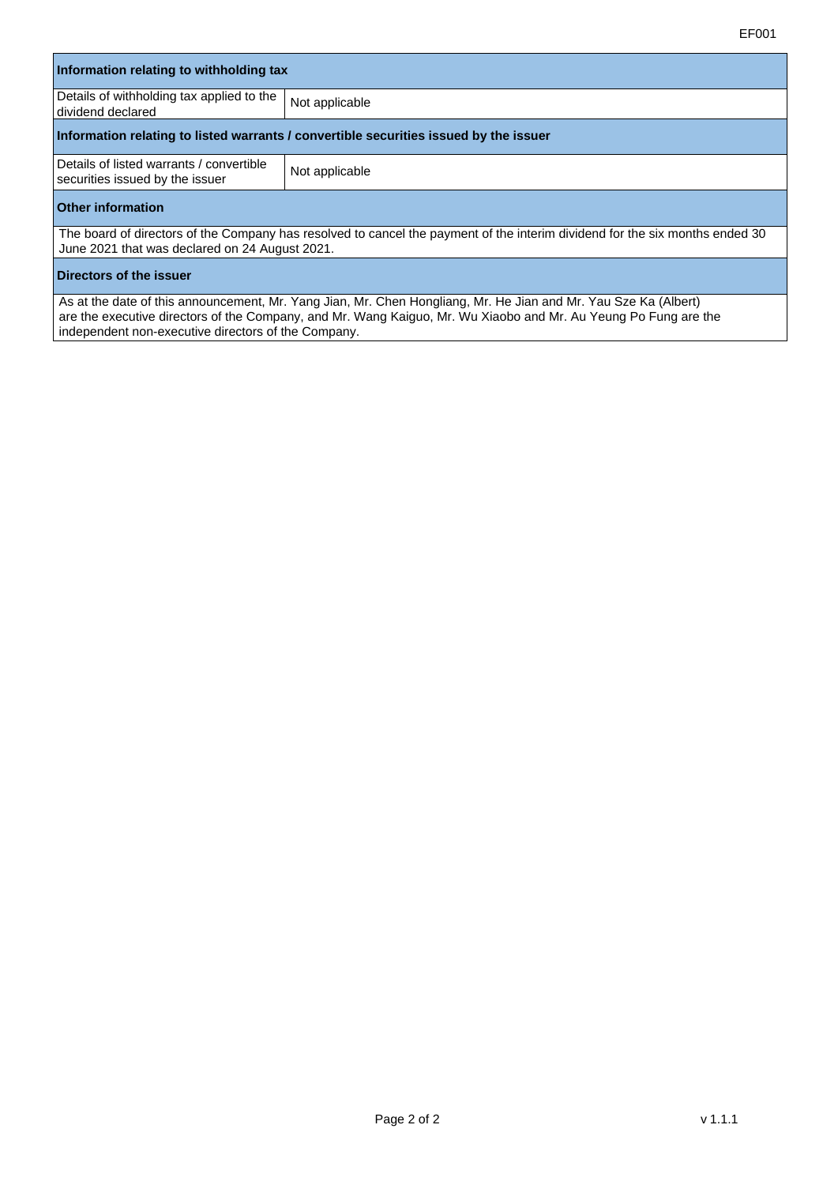## Information relating to withholding tax

| | |
|---|---|
| Details of withholding tax applied to the dividend declared | Not applicable |

## Information relating to listed warrants / convertible securities issued by the issuer

| | |
|---|---|
| Details of listed warrants / convertible securities issued by the issuer | Not applicable |

## Other information

The board of directors of the Company has resolved to cancel the payment of the interim dividend for the six months ended 30 June 2021 that was declared on 24 August 2021.

## Directors of the issuer

As at the date of this announcement, Mr. Yang Jian, Mr. Chen Hongliang, Mr. He Jian and Mr. Yau Sze Ka (Albert) are the executive directors of the Company, and Mr. Wang Kaiguo, Mr. Wu Xiaobo and Mr. Au Yeung Po Fung are the independent non-executive directors of the Company.